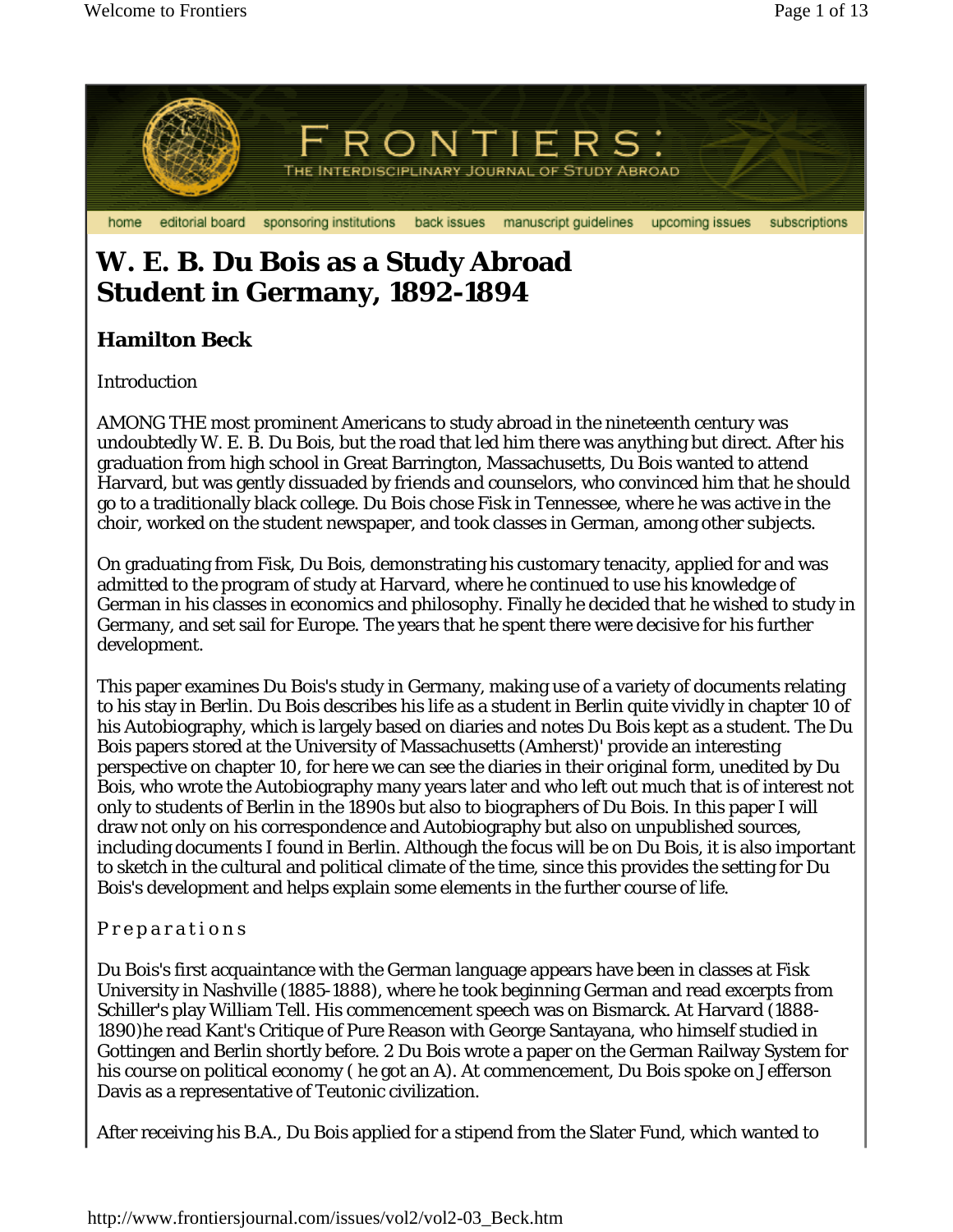# W. E. B. Du Bois as a Study Abroad Student in Germany, 1892-1894

## Hamilton Beck

Introduction

AMONG THE most prominent Americans to study abroad in the nineteenth century was undoubtedly W. E. B. Du Bois, but the road that led him there was anything but direct. After his graduation from high school in Great Barrington, Massachusetts, Du Bois wanted to attend Harvard, but was gently dissuaded by friends and counselors, who convinced him that he should go to a traditionally black college. Du Bois chose Fisk in Tennessee, where he was active in the choir, worked on the student newspaper, and took classes in German, among other subjects.

On graduating from Fisk, Du Bois, demonstrating his customary tenacity, applied for and was admitted to the program of study at Harvard, where he continued to use his knowledge of German in his classes in economics and philosophy. Finally he decided that he wished to study in Germany, and set sail for Europe. The years that he spent there were decisive for his further development.

This paper examines Du Bois's study in Germany, making use of a variety of documents relating to his stay in Berlin. Du Bois describes his life as a student in Berlin quite vividly in chapter 10 of his Autobiography, which is largely based on diaries and notes Du Bois kept as a student. The Du Bois papers stored at the University of Massachusetts (Amherst)' provide an interesting perspective on chapter 10, for here we can see the diaries in their original form, unedited by Du Bois, who wrote the Autobiography many years later and who left out much that is of interest not only to students of Berlin in the 1890s but also to biographers of Du Bois. In this paper I will draw not only on his correspondence and Autobiography but also on unpublished sources, including documents I found in Berlin. Although the focus will be on Du Bois, it is also important to sketch in the cultural and political climate of the time, since this provides the setting for Du Bois's development and helps explain some elements in the further course of life.

Preparations

Du Bois's first acquaintance with the German language appears have been in classes at Fisk University in Nashville (1885-1888), where he took beginning German and read excerpts from Schiller's play William Tell. His commencement speech was on Bismarck. At Harvard (1888-1890)he read Kant's Critique of Pure Reason with George Santayana, who himself studied in Gottingen and Berlin shortly before. 2 Du Bois wrote a paper on the German Railway System for his course on political economy ( he got an A). At commencement, Du Bois spoke on Jefferson Davis as a representative of Teutonic civilization.

After receiving his B.A., Du Bois applied for a stipend from the Slater Fund, which wanted to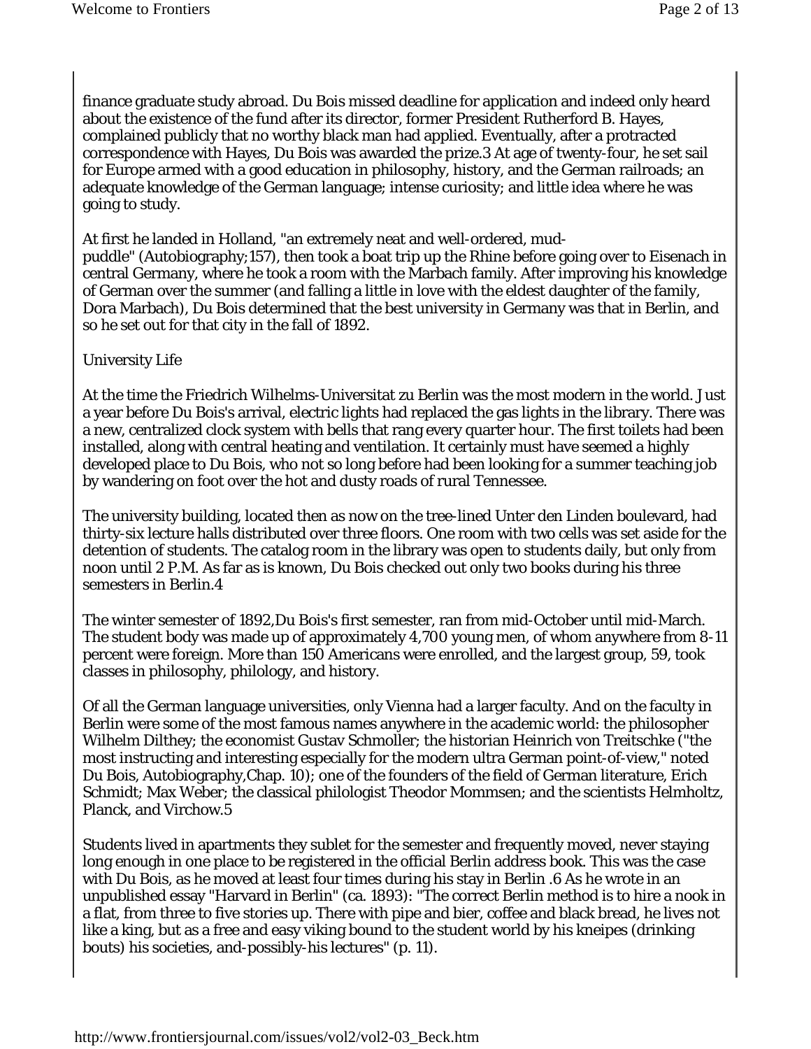finance graduate study abroad. Du Bois missed deadline for application and indeed only heard about the existence of the fund after its director, former President Rutherford B. Hayes, complained publicly that no worthy black man had applied. Eventually, after a protracted correspondence with Hayes, Du Bois was awarded the prize.3 At age of twenty-four, he set sail for Europe armed with a good education in philosophy, history, and the German railroads; an adequate knowledge of the German language; intense curiosity; and little idea where he was going to study.

At first he landed in Holland, "an extremely neat and well-ordered, mud-puddle" (Autobiography;157), then took a boat trip up the Rhine before going over to Eisenach in central Germany, where he took a room with the Marbach family. After improving his knowledge of German over the summer (and falling a little in love with the eldest daughter of the family, Dora Marbach), Du Bois determined that the best university in Germany was that in Berlin, and so he set out for that city in the fall of 1892.

## University Life

At the time the Friedrich Wilhelms-Universitat zu Berlin was the most modern in the world. Just a year before Du Bois's arrival, electric lights had replaced the gas lights in the library. There was a new, centralized clock system with bells that rang every quarter hour. The first toilets had been installed, along with central heating and ventilation. It certainly must have seemed a highly developed place to Du Bois, who not so long before had been looking for a summer teaching job by wandering on foot over the hot and dusty roads of rural Tennessee.

The university building, located then as now on the tree-lined Unter den Linden boulevard, had thirty-six lecture halls distributed over three floors. One room with two cells was set aside for the detention of students. The catalog room in the library was open to students daily, but only from noon until 2 P.M. As far as is known, Du Bois checked out only two books during his three semesters in Berlin.4

The winter semester of 1892,Du Bois's first semester, ran from mid-October until mid-March. The student body was made up of approximately 4,700 young men, of whom anywhere from 8-11 percent were foreign. More than 150 Americans were enrolled, and the largest group, 59, took classes in philosophy, philology, and history.

Of all the German language universities, only Vienna had a larger faculty. And on the faculty in Berlin were some of the most famous names anywhere in the academic world: the philosopher Wilhelm Dilthey; the economist Gustav Schmoller; the historian Heinrich von Treitschke ("the most instructing and interesting especially for the modern ultra German point-of-view," noted Du Bois, Autobiography,Chap. 10); one of the founders of the field of German literature, Erich Schmidt; Max Weber; the classical philologist Theodor Mommsen; and the scientists Helmholtz, Planck, and Virchow.5

Students lived in apartments they sublet for the semester and frequently moved, never staying long enough in one place to be registered in the official Berlin address book. This was the case with Du Bois, as he moved at least four times during his stay in Berlin .6 As he wrote in an unpublished essay "Harvard in Berlin" (ca. 1893): "The correct Berlin method is to hire a nook in a flat, from three to five stories up. There with pipe and bier, coffee and black bread, he lives not like a king, but as a free and easy viking bound to the student world by his kneipes (drinking bouts) his societies, and-possibly-his lectures" (p. 11).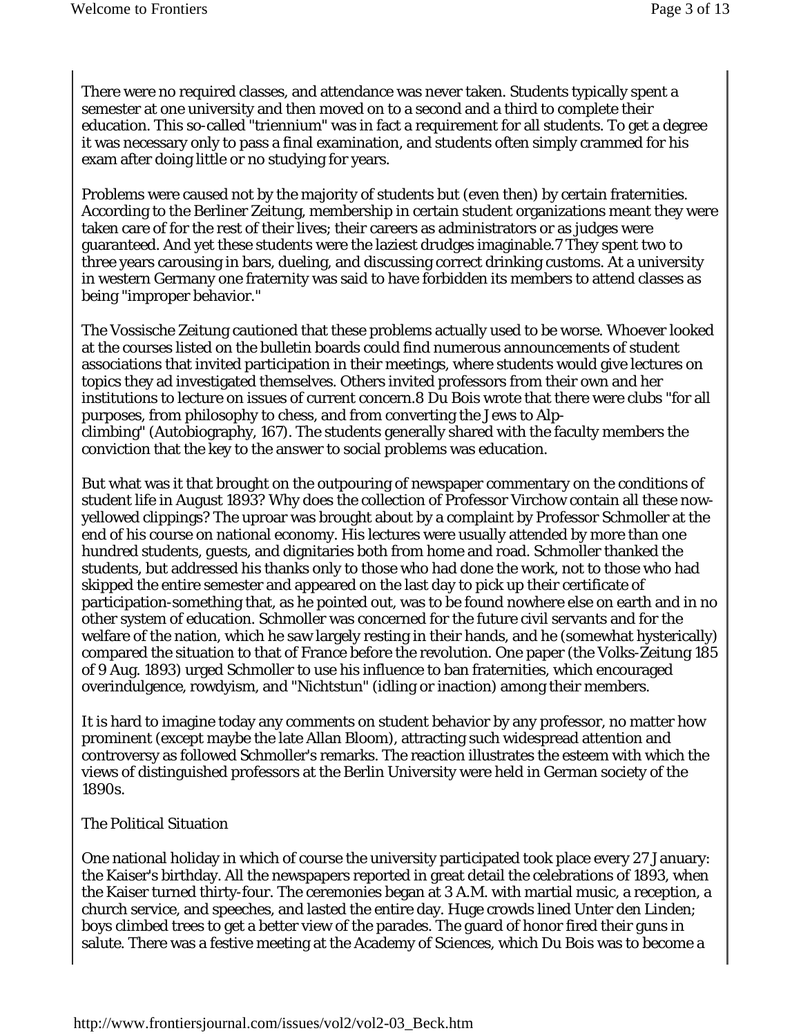There were no required classes, and attendance was never taken. Students typically spent a semester at one university and then moved on to a second and a third to complete their education. This so-called "triennium" was in fact a requirement for all students. To get a degree it was necessary only to pass a final examination, and students often simply crammed for his exam after doing little or no studying for years.

Problems were caused not by the majority of students but (even then) by certain fraternities. According to the Berliner Zeitung, membership in certain student organizations meant they were taken care of for the rest of their lives; their careers as administrators or as judges were guaranteed. And yet these students were the laziest drudges imaginable.7 They spent two to three years carousing in bars, dueling, and discussing correct drinking customs. At a university in western Germany one fraternity was said to have forbidden its members to attend classes as being "improper behavior."

The Vossische Zeitung cautioned that these problems actually used to be worse. Whoever looked at the courses listed on the bulletin boards could find numerous announcements of student associations that invited participation in their meetings, where students would give lectures on topics they ad investigated themselves. Others invited professors from their own and her institutions to lecture on issues of current concern.8 Du Bois wrote that there were clubs "for all purposes, from philosophy to chess, and from converting the Jews to Alp-climbing" (Autobiography, 167). The students generally shared with the faculty members the conviction that the key to the answer to social problems was education.

But what was it that brought on the outpouring of newspaper commentary on the conditions of student life in August 1893? Why does the collection of Professor Virchow contain all these now-yellowed clippings? The uproar was brought about by a complaint by Professor Schmoller at the end of his course on national economy. His lectures were usually attended by more than one hundred students, guests, and dignitaries both from home and road. Schmoller thanked the students, but addressed his thanks only to those who had done the work, not to those who had skipped the entire semester and appeared on the last day to pick up their certificate of participation-something that, as he pointed out, was to be found nowhere else on earth and in no other system of education. Schmoller was concerned for the future civil servants and for the welfare of the nation, which he saw largely resting in their hands, and he (somewhat hysterically) compared the situation to that of France before the revolution. One paper (the Volks-Zeitung 185 of 9 Aug. 1893) urged Schmoller to use his influence to ban fraternities, which encouraged overindulgence, rowdyism, and "Nichtstun" (idling or inaction) among their members.

It is hard to imagine today any comments on student behavior by any professor, no matter how prominent (except maybe the late Allan Bloom), attracting such widespread attention and controversy as followed Schmoller's remarks. The reaction illustrates the esteem with which the views of distinguished professors at the Berlin University were held in German society of the 1890s.

## The Political Situation

One national holiday in which of course the university participated took place every 27 January: the Kaiser's birthday. All the newspapers reported in great detail the celebrations of 1893, when the Kaiser turned thirty-four. The ceremonies began at 3 A.M. with martial music, a reception, a church service, and speeches, and lasted the entire day. Huge crowds lined Unter den Linden; boys climbed trees to get a better view of the parades. The guard of honor fired their guns in salute. There was a festive meeting at the Academy of Sciences, which Du Bois was to become a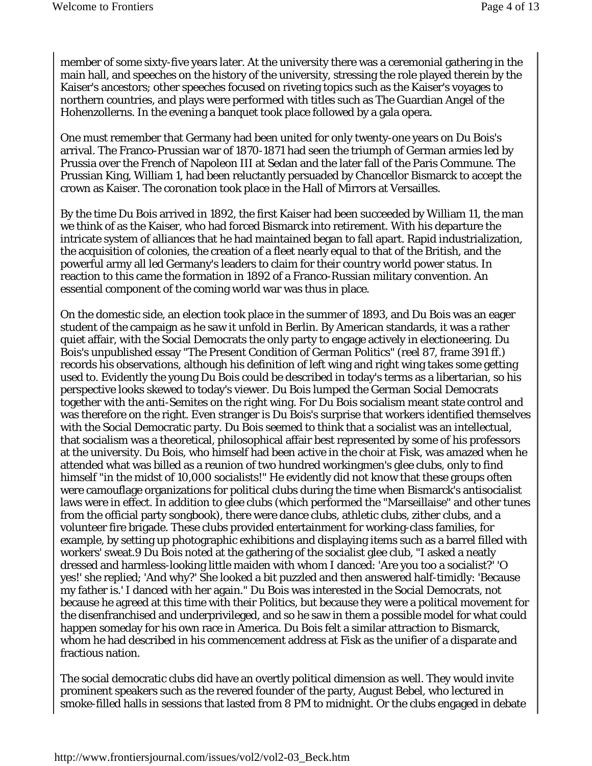member of some sixty-five years later. At the university there was a ceremonial gathering in the main hall, and speeches on the history of the university, stressing the role played therein by the Kaiser's ancestors; other speeches focused on riveting topics such as the Kaiser's voyages to northern countries, and plays were performed with titles such as The Guardian Angel of the Hohenzollerns. In the evening a banquet took place followed by a gala opera.

One must remember that Germany had been united for only twenty-one years on Du Bois's arrival. The Franco-Prussian war of 1870-1871 had seen the triumph of German armies led by Prussia over the French of Napoleon III at Sedan and the later fall of the Paris Commune. The Prussian King, William 1, had been reluctantly persuaded by Chancellor Bismarck to accept the crown as Kaiser. The coronation took place in the Hall of Mirrors at Versailles.

By the time Du Bois arrived in 1892, the first Kaiser had been succeeded by William 11, the man we think of as the Kaiser, who had forced Bismarck into retirement. With his departure the intricate system of alliances that he had maintained began to fall apart. Rapid industrialization, the acquisition of colonies, the creation of a fleet nearly equal to that of the British, and the powerful army all led Germany's leaders to claim for their country world power status. In reaction to this came the formation in 1892 of a Franco-Russian military convention. An essential component of the coming world war was thus in place.

On the domestic side, an election took place in the summer of 1893, and Du Bois was an eager student of the campaign as he saw it unfold in Berlin. By American standards, it was a rather quiet affair, with the Social Democrats the only party to engage actively in electioneering. Du Bois's unpublished essay "The Present Condition of German Politics" (reel 87, frame 391 ff.) records his observations, although his definition of left wing and right wing takes some getting used to. Evidently the young Du Bois could be described in today's terms as a libertarian, so his perspective looks skewed to today's viewer. Du Bois lumped the German Social Democrats together with the anti-Semites on the right wing. For Du Bois socialism meant state control and was therefore on the right. Even stranger is Du Bois's surprise that workers identified themselves with the Social Democratic party. Du Bois seemed to think that a socialist was an intellectual, that socialism was a theoretical, philosophical affair best represented by some of his professors at the university. Du Bois, who himself had been active in the choir at Fisk, was amazed when he attended what was billed as a reunion of two hundred workingmen's glee clubs, only to find himself "in the midst of 10,000 socialists!" He evidently did not know that these groups often were camouflage organizations for political clubs during the time when Bismarck's antisocialist laws were in effect. In addition to glee clubs (which performed the "Marseillaise" and other tunes from the official party songbook), there were dance clubs, athletic clubs, zither clubs, and a volunteer fire brigade. These clubs provided entertainment for working-class families, for example, by setting up photographic exhibitions and displaying items such as a barrel filled with workers' sweat.9 Du Bois noted at the gathering of the socialist glee club, "I asked a neatly dressed and harmless-looking little maiden with whom I danced: 'Are you too a socialist?' 'O yes!' she replied; 'And why?' She looked a bit puzzled and then answered half-timidly: 'Because my father is.' I danced with her again." Du Bois was interested in the Social Democrats, not because he agreed at this time with their Politics, but because they were a political movement for the disenfranchised and underprivileged, and so he saw in them a possible model for what could happen someday for his own race in America. Du Bois felt a similar attraction to Bismarck, whom he had described in his commencement address at Fisk as the unifier of a disparate and fractious nation.

The social democratic clubs did have an overtly political dimension as well. They would invite prominent speakers such as the revered founder of the party, August Bebel, who lectured in smoke-filled halls in sessions that lasted from 8 PM to midnight. Or the clubs engaged in debate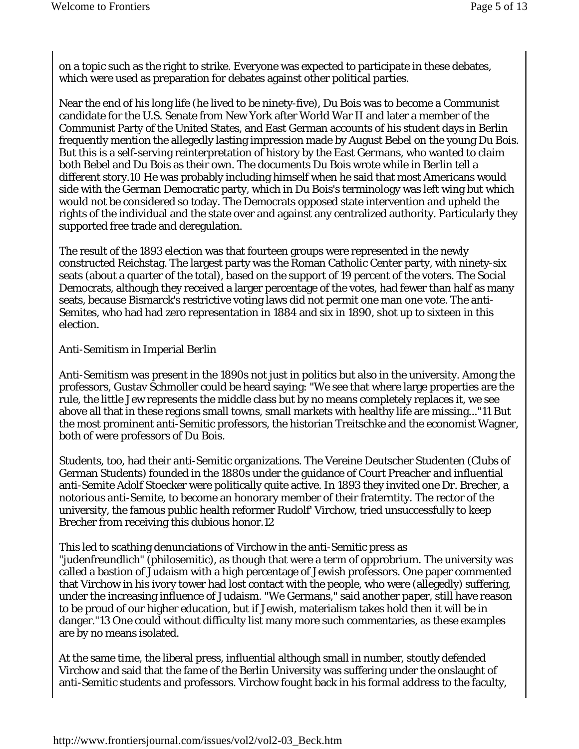on a topic such as the right to strike. Everyone was expected to participate in these debates, which were used as preparation for debates against other political parties.

Near the end of his long life (he lived to be ninety-five), Du Bois was to become a Communist candidate for the U.S. Senate from New York after World War II and later a member of the Communist Party of the United States, and East German accounts of his student days in Berlin frequently mention the allegedly lasting impression made by August Bebel on the young Du Bois. But this is a self-serving reinterpretation of history by the East Germans, who wanted to claim both Bebel and Du Bois as their own. The documents Du Bois wrote while in Berlin tell a different story.10 He was probably including himself when he said that most Americans would side with the German Democratic party, which in Du Bois's terminology was left wing but which would not be considered so today. The Democrats opposed state intervention and upheld the rights of the individual and the state over and against any centralized authority. Particularly they supported free trade and deregulation.

The result of the 1893 election was that fourteen groups were represented in the newly constructed Reichstag. The largest party was the Roman Catholic Center party, with ninety-six seats (about a quarter of the total), based on the support of 19 percent of the voters. The Social Democrats, although they received a larger percentage of the votes, had fewer than half as many seats, because Bismarck's restrictive voting laws did not permit one man one vote. The anti-Semites, who had had zero representation in 1884 and six in 1890, shot up to sixteen in this election.

## Anti-Semitism in Imperial Berlin

Anti-Semitism was present in the 1890s not just in politics but also in the university. Among the professors, Gustav Schmoller could be heard saying: "We see that where large properties are the rule, the little Jew represents the middle class but by no means completely replaces it, we see above all that in these regions small towns, small markets with healthy life are missing..."11 But the most prominent anti-Semitic professors, the historian Treitschke and the economist Wagner, both of were professors of Du Bois.

Students, too, had their anti-Semitic organizations. The Vereine Deutscher Studenten (Clubs of German Students) founded in the 1880s under the guidance of Court Preacher and influential anti-Semite Adolf Stoecker were politically quite active. In 1893 they invited one Dr. Brecher, a notorious anti-Semite, to become an honorary member of their fraterntity. The rector of the university, the famous public health reformer Rudolf' Virchow, tried unsuccessfully to keep Brecher from receiving this dubious honor.12

This led to scathing denunciations of Virchow in the anti-Semitic press as "judenfreundlich" (philosemitic), as though that were a term of opprobrium. The university was called a bastion of Judaism with a high percentage of Jewish professors. One paper commented that Virchow in his ivory tower had lost contact with the people, who were (allegedly) suffering, under the increasing influence of Judaism. "We Germans," said another paper, still have reason to be proud of our higher education, but if Jewish, materialism takes hold then it will be in danger."13 One could without difficulty list many more such commentaries, as these examples are by no means isolated.

At the same time, the liberal press, influential although small in number, stoutly defended Virchow and said that the fame of the Berlin University was suffering under the onslaught of anti-Semitic students and professors. Virchow fought back in his formal address to the faculty,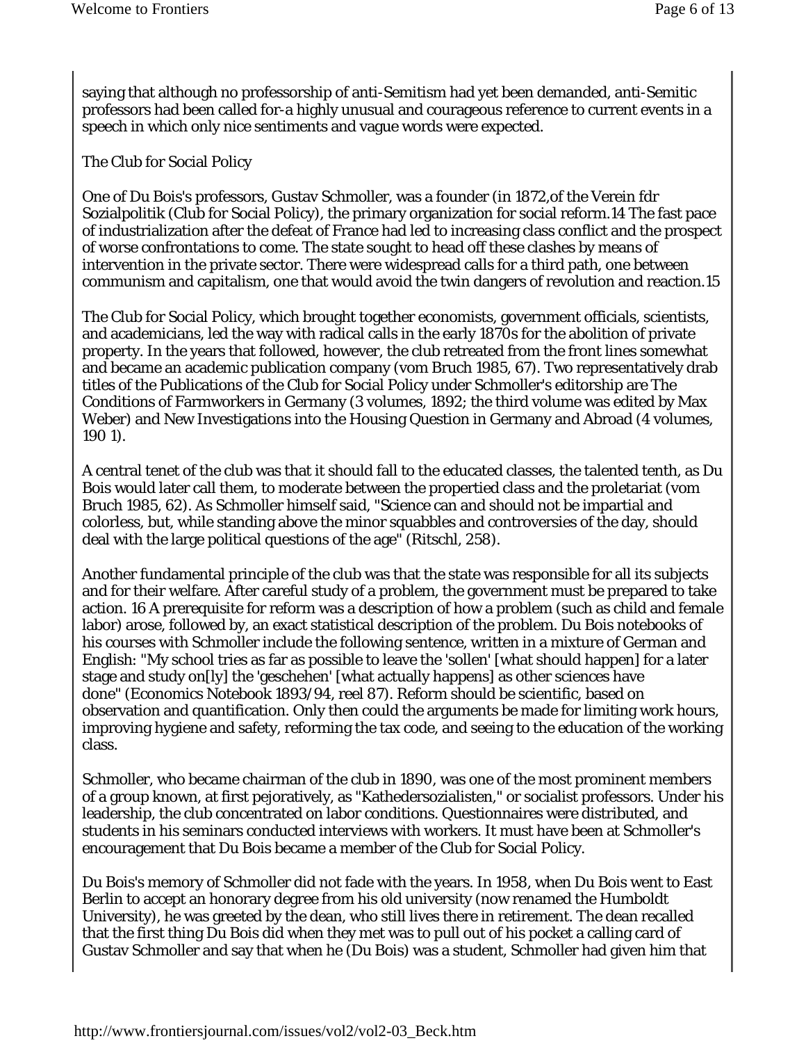saying that although no professorship of anti-Semitism had yet been demanded, anti-Semitic professors had been called for-a highly unusual and courageous reference to current events in a speech in which only nice sentiments and vague words were expected.

## The Club for Social Policy

One of Du Bois's professors, Gustav Schmoller, was a founder (in 1872,of the Verein fdr Sozialpolitik (Club for Social Policy), the primary organization for social reform.14 The fast pace of industrialization after the defeat of France had led to increasing class conflict and the prospect of worse confrontations to come. The state sought to head off these clashes by means of intervention in the private sector. There were widespread calls for a third path, one between communism and capitalism, one that would avoid the twin dangers of revolution and reaction.15

The Club for Social Policy, which brought together economists, government officials, scientists, and academicians, led the way with radical calls in the early 1870s for the abolition of private property. In the years that followed, however, the club retreated from the front lines somewhat and became an academic publication company (vom Bruch 1985, 67). Two representatively drab titles of the Publications of the Club for Social Policy under Schmoller's editorship are The Conditions of Farmworkers in Germany (3 volumes, 1892; the third volume was edited by Max Weber) and New Investigations into the Housing Question in Germany and Abroad (4 volumes, 190 1).

A central tenet of the club was that it should fall to the educated classes, the talented tenth, as Du Bois would later call them, to moderate between the propertied class and the proletariat (vom Bruch 1985, 62). As Schmoller himself said, "Science can and should not be impartial and colorless, but, while standing above the minor squabbles and controversies of the day, should deal with the large political questions of the age" (Ritschl, 258).

Another fundamental principle of the club was that the state was responsible for all its subjects and for their welfare. After careful study of a problem, the government must be prepared to take action. 16 A prerequisite for reform was a description of how a problem (such as child and female labor) arose, followed by, an exact statistical description of the problem. Du Bois notebooks of his courses with Schmoller include the following sentence, written in a mixture of German and English: "My school tries as far as possible to leave the 'sollen' [what should happen] for a later stage and study on[ly] the 'geschehen' [what actually happens] as other sciences have done" (Economics Notebook 1893/94, reel 87). Reform should be scientific, based on observation and quantification. Only then could the arguments be made for limiting work hours, improving hygiene and safety, reforming the tax code, and seeing to the education of the working class.

Schmoller, who became chairman of the club in 1890, was one of the most prominent members of a group known, at first pejoratively, as "Kathedersozialisten," or socialist professors. Under his leadership, the club concentrated on labor conditions. Questionnaires were distributed, and students in his seminars conducted interviews with workers. It must have been at Schmoller's encouragement that Du Bois became a member of the Club for Social Policy.

Du Bois's memory of Schmoller did not fade with the years. In 1958, when Du Bois went to East Berlin to accept an honorary degree from his old university (now renamed the Humboldt University), he was greeted by the dean, who still lives there in retirement. The dean recalled that the first thing Du Bois did when they met was to pull out of his pocket a calling card of Gustav Schmoller and say that when he (Du Bois) was a student, Schmoller had given him that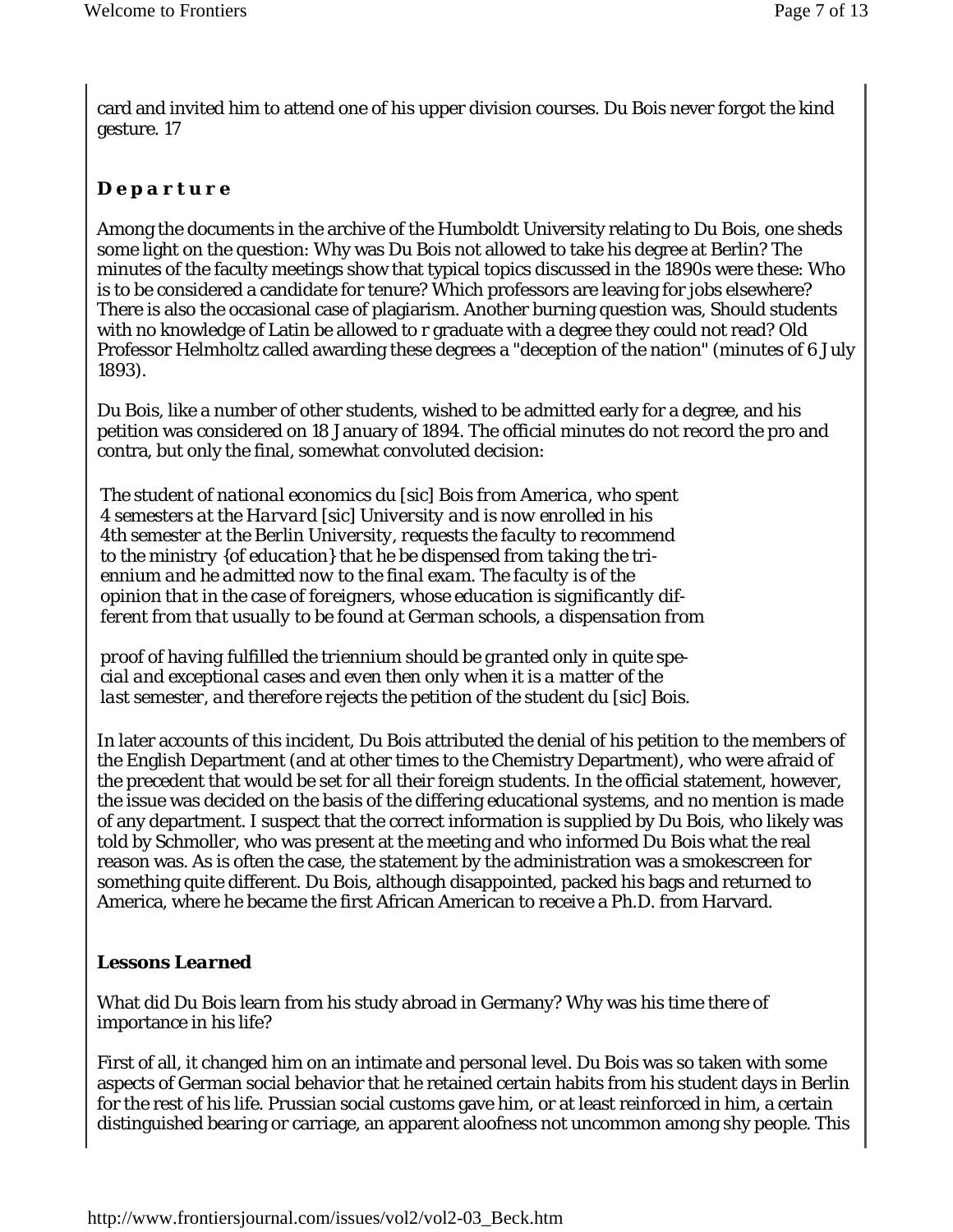card and invited him to attend one of his upper division courses. Du Bois never forgot the kind gesture. 17

### **Departure**

Among the documents in the archive of the Humboldt University relating to Du Bois, one sheds some light on the question: Why was Du Bois not allowed to take his degree at Berlin? The minutes of the faculty meetings show that typical topics discussed in the 1890s were these: Who is to be considered a candidate for tenure? Which professors are leaving for jobs elsewhere? There is also the occasional case of plagiarism. Another burning question was, Should students with no knowledge of Latin be allowed to r graduate with a degree they could not read? Old Professor Helmholtz called awarding these degrees a "deception of the nation" (minutes of 6 July 1893).

Du Bois, like a number of other students, wished to be admitted early for a degree, and his petition was considered on 18 January of 1894. The official minutes do not record the pro and contra, but only the final, somewhat convoluted decision:

> *The student of national economics du [sic] Bois from America, who spent 4 semesters at the Harvard [sic] University and is now enrolled in his 4th semester at the Berlin University, requests the faculty to recommend to the ministry {of education} that he be dispensed from taking the triennium and he admitted now to the final exam. The faculty is of the opinion that in the case of foreigners, whose education is significantly different from that usually to be found at German schools, a dispensation from*
>
> *proof of having fulfilled the triennium should be granted only in quite special and exceptional cases and even then only when it is a matter of the last semester, and therefore rejects the petition of the student du [sic] Bois.*

In later accounts of this incident, Du Bois attributed the denial of his petition to the members of the English Department (and at other times to the Chemistry Department), who were afraid of the precedent that would be set for all their foreign students. In the official statement, however, the issue was decided on the basis of the differing educational systems, and no mention is made of any department. I suspect that the correct information is supplied by Du Bois, who likely was told by Schmoller, who was present at the meeting and who informed Du Bois what the real reason was. As is often the case, the statement by the administration was a smokescreen for something quite different. Du Bois, although disappointed, packed his bags and returned to America, where he became the first African American to receive a Ph.D. from Harvard.

### ***Lessons Learned***

What did Du Bois learn from his study abroad in Germany? Why was his time there of importance in his life?

First of all, it changed him on an intimate and personal level. Du Bois was so taken with some aspects of German social behavior that he retained certain habits from his student days in Berlin for the rest of his life. Prussian social customs gave him, or at least reinforced in him, a certain distinguished bearing or carriage, an apparent aloofness not uncommon among shy people. This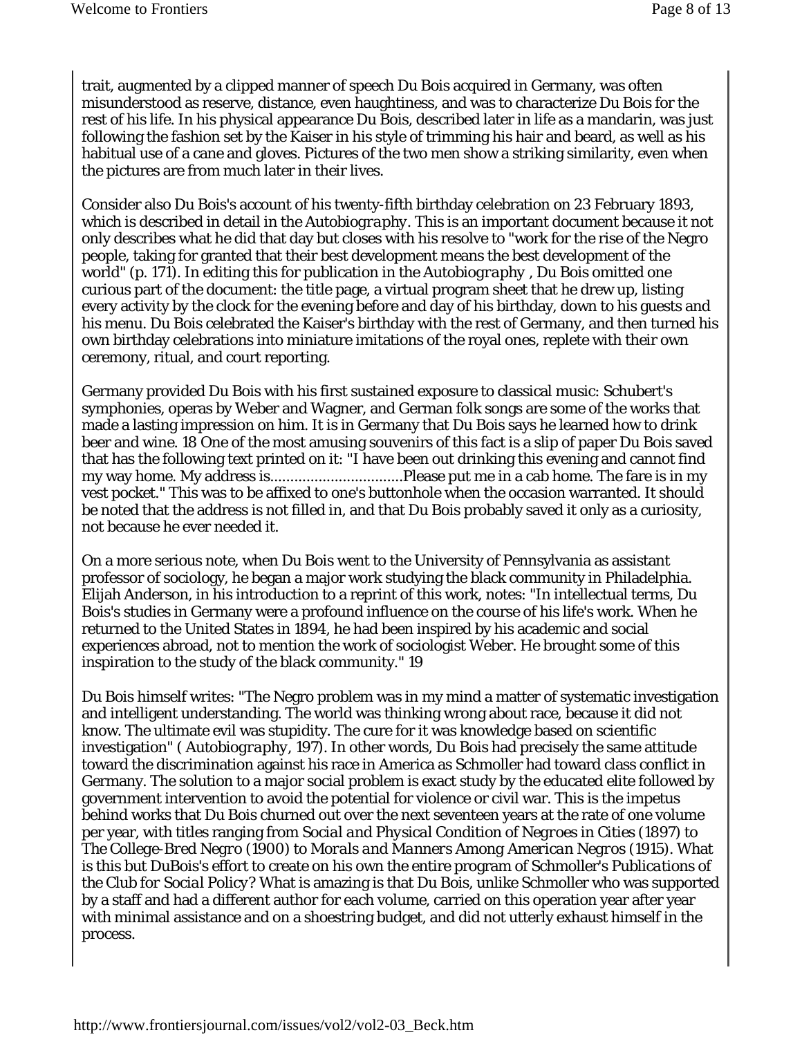trait, augmented by a clipped manner of speech Du Bois acquired in Germany, was often misunderstood as reserve, distance, even haughtiness, and was to characterize Du Bois for the rest of his life. In his physical appearance Du Bois, described later in life as a mandarin, was just following the fashion set by the Kaiser in his style of trimming his hair and beard, as well as his habitual use of a cane and gloves. Pictures of the two men show a striking similarity, even when the pictures are from much later in their lives.

Consider also Du Bois's account of his twenty-fifth birthday celebration on 23 February 1893, which is described in detail in the *Autobiography*. This is an important document because it not only describes what he did that day but closes with his resolve to "work for the rise of the Negro people, taking for granted that their best development means the best development of the world" (p. 171). In editing this for publication in the *Autobiography* , Du Bois omitted one curious part of the document: the title page, a virtual program sheet that he drew up, listing every activity by the clock for the evening before and day of his birthday, down to his guests and his menu. Du Bois celebrated the Kaiser's birthday with the rest of Germany, and then turned his own birthday celebrations into miniature imitations of the royal ones, replete with their own ceremony, ritual, and court reporting.

Germany provided Du Bois with his first sustained exposure to classical music: Schubert's symphonies, operas by Weber and Wagner, and German folk songs are some of the works that made a lasting impression on him. It is in Germany that Du Bois says he learned how to drink beer and wine. 18 One of the most amusing souvenirs of this fact is a slip of paper Du Bois saved that has the following text printed on it: "I have been out drinking this evening and cannot find my way home. My address is................................Please put me in a cab home. The fare is in my vest pocket." This was to be affixed to one's buttonhole when the occasion warranted. It should be noted that the address is not filled in, and that Du Bois probably saved it only as a curiosity, not because he ever needed it.

On a more serious note, when Du Bois went to the University of Pennsylvania as assistant professor of sociology, he began a major work studying the black community in Philadelphia. Elijah Anderson, in his introduction to a reprint of this work, notes: "In intellectual terms, Du Bois's studies in Germany were a profound influence on the course of his life's work. When he returned to the United States in 1894, he had been inspired by his academic and social experiences abroad, not to mention the work of sociologist Weber. He brought some of this inspiration to the study of the black community." 19

Du Bois himself writes: "The Negro problem was in my mind a matter of systematic investigation and intelligent understanding. The world was thinking wrong about race, because it did not know. The ultimate evil was stupidity. The cure for it was knowledge based on scientific investigation" ( *Autobiography*, 197). In other words, Du Bois had precisely the same attitude toward the discrimination against his race in America as Schmoller had toward class conflict in Germany. The solution to a major social problem is exact study by the educated elite followed by government intervention to avoid the potential for violence or civil war. This is the impetus behind works that Du Bois churned out over the next seventeen years at the rate of one volume per year, with titles ranging from *Social and Physical Condition of Negroes in Cities* (1897) to *The College-Bred Negro* (1900) to *Morals and Manners Among American Negros* (1915). What is this but DuBois's effort to create on his own the entire program of Schmoller's *Publications of the Club for Social Policy*? What is amazing is that Du Bois, unlike Schmoller who was supported by a staff and had a different author for each volume, carried on this operation year after year with minimal assistance and on a shoestring budget, and did not utterly exhaust himself in the process.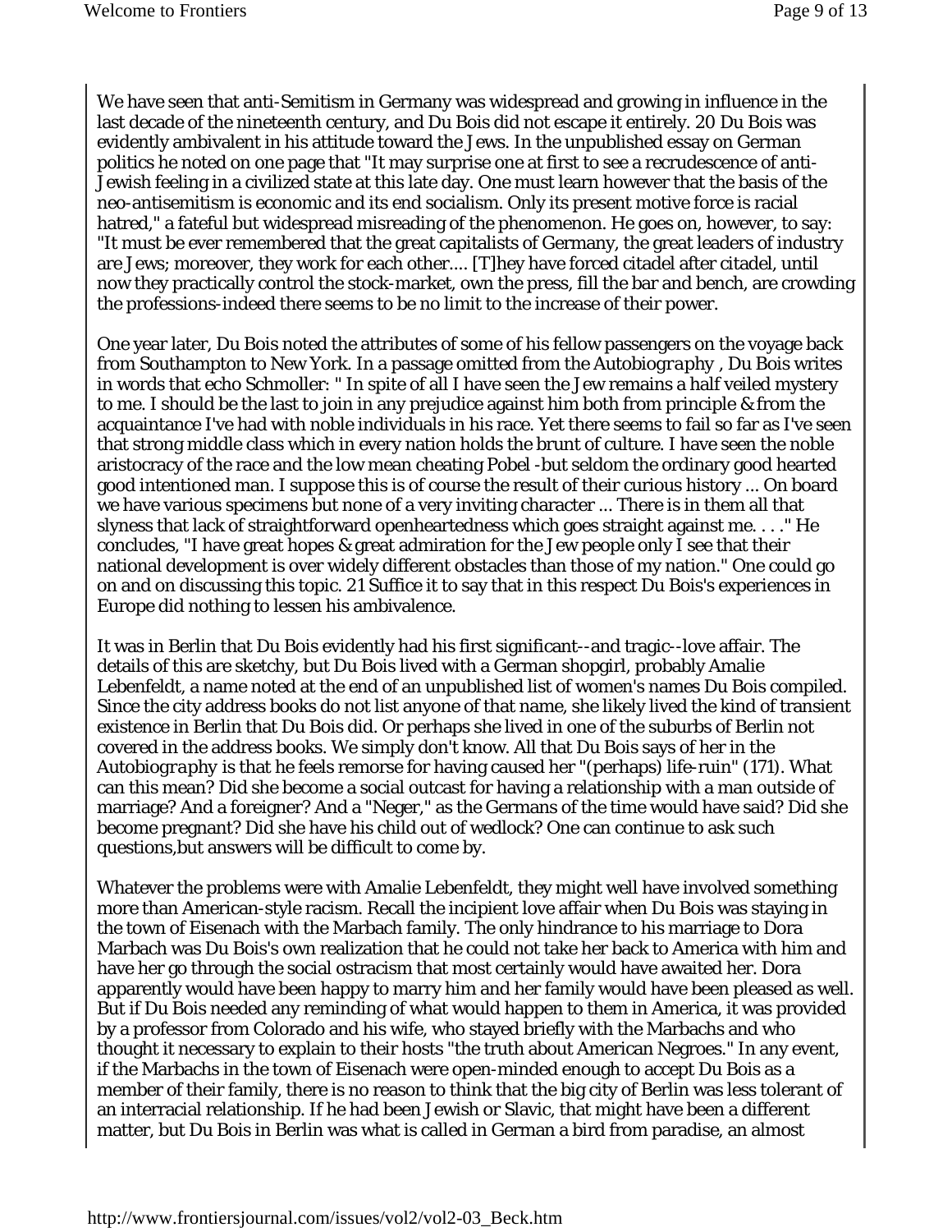We have seen that anti-Semitism in Germany was widespread and growing in influence in the last decade of the nineteenth century, and Du Bois did not escape it entirely. 20 Du Bois was evidently ambivalent in his attitude toward the Jews. In the unpublished essay on German politics he noted on one page that "It may surprise one at first to see a recrudescence of anti-Jewish feeling in a civilized state at this late day. One must learn however that the basis of the neo-antisemitism is economic and its end socialism. Only its present motive force is racial hatred," a fateful but widespread misreading of the phenomenon. He goes on, however, to say: "It must be ever remembered that the great capitalists of Germany, the great leaders of industry are Jews; moreover, they work for each other.... [T]hey have forced citadel after citadel, until now they practically control the stock-market, own the press, fill the bar and bench, are crowding the professions-indeed there seems to be no limit to the increase of their power.

One year later, Du Bois noted the attributes of some of his fellow passengers on the voyage back from Southampton to New York. In a passage omitted from the *Autobiography* , Du Bois writes in words that echo Schmoller: " In spite of all I have seen the Jew remains a half veiled mystery to me. I should be the last to join in any prejudice against him both from principle & from the acquaintance I've had with noble individuals in his race. Yet there seems to fail so far as I've seen that strong middle class which in every nation holds the brunt of culture. I have seen the noble aristocracy of the race and the low mean cheating Pobel -but seldom the ordinary good hearted good intentioned man. I suppose this is of course the result of their curious history ... On board we have various specimens but none of a very inviting character ... There is in them all that slyness that lack of straightforward openheartedness which goes straight against me. . . ." He concludes, "I have great hopes & great admiration for the Jew people only I see that their national development is over widely different obstacles than those of my nation." One could go on and on discussing this topic. 21 Suffice it to say that in this respect Du Bois's experiences in Europe did nothing to lessen his ambivalence.

It was in Berlin that Du Bois evidently had his first significant--and tragic--love affair. The details of this are sketchy, but Du Bois lived with a German shopgirl, probably Amalie Lebenfeldt, a name noted at the end of an unpublished list of women's names Du Bois compiled. Since the city address books do not list anyone of that name, she likely lived the kind of transient existence in Berlin that Du Bois did. Or perhaps she lived in one of the suburbs of Berlin not covered in the address books. We simply don't know. All that Du Bois says of her in the *Autobiography* is that he feels remorse for having caused her "(perhaps) life-ruin" (171). What can this mean? Did she become a social outcast for having a relationship with a man outside of marriage? And a foreigner? And a "Neger," as the Germans of the time would have said? Did she become pregnant? Did she have his child out of wedlock? One can continue to ask such questions,but answers will be difficult to come by.

Whatever the problems were with Amalie Lebenfeldt, they might well have involved something more than American-style racism. Recall the incipient love affair when Du Bois was staying in the town of Eisenach with the Marbach family. The only hindrance to his marriage to Dora Marbach was Du Bois's own realization that he could not take her back to America with him and have her go through the social ostracism that most certainly would have awaited her. Dora apparently would have been happy to marry him and her family would have been pleased as well. But if Du Bois needed any reminding of what would happen to them in America, it was provided by a professor from Colorado and his wife, who stayed briefly with the Marbachs and who thought it necessary to explain to their hosts "the truth about American Negroes." In any event, if the Marbachs in the town of Eisenach were open-minded enough to accept Du Bois as a member of their family, there is no reason to think that the big city of Berlin was less tolerant of an interracial relationship. If he had been Jewish or Slavic, that might have been a different matter, but Du Bois in Berlin was what is called in German a bird from paradise, an almost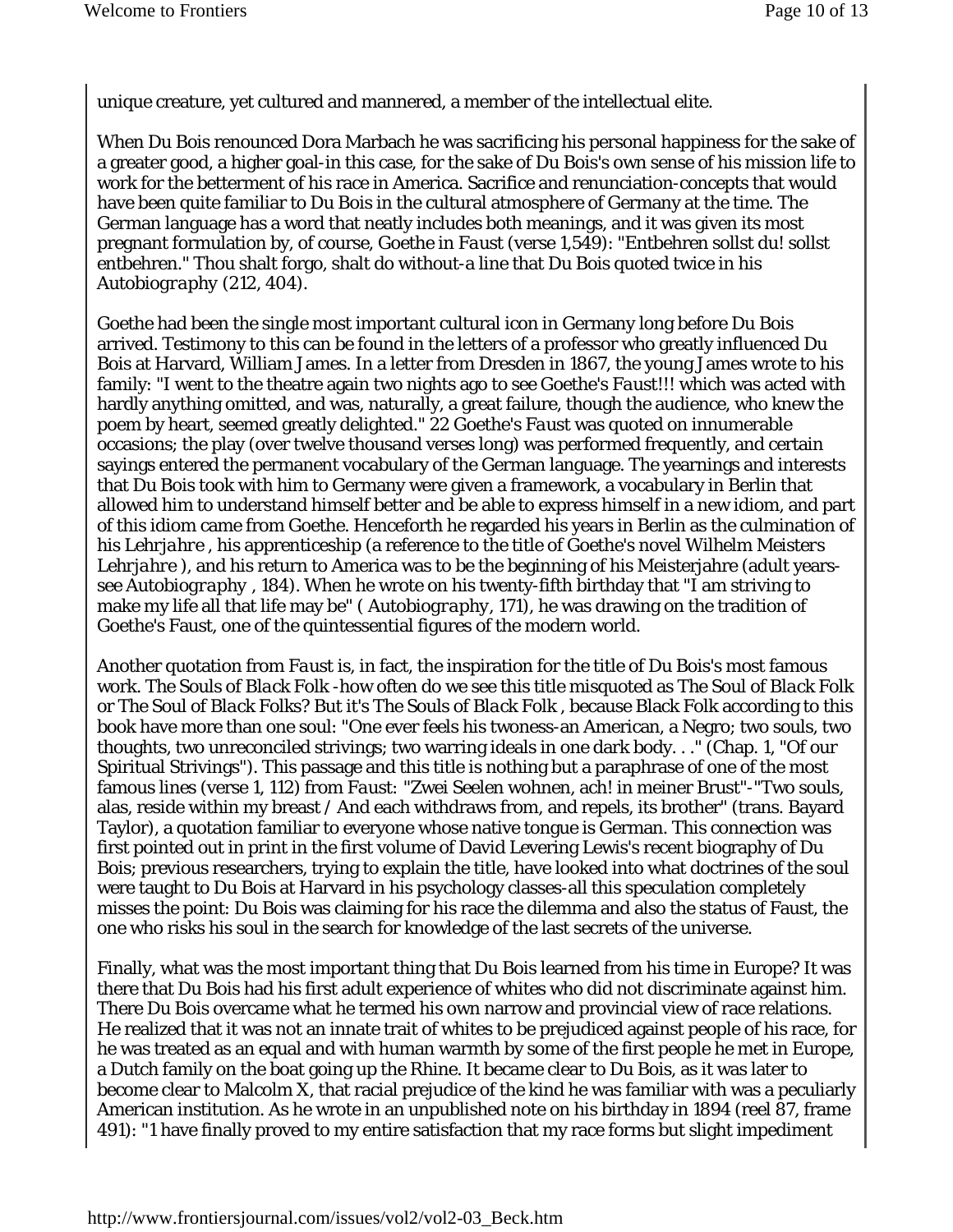unique creature, yet cultured and mannered, a member of the intellectual elite.

When Du Bois renounced Dora Marbach he was sacrificing his personal happiness for the sake of a greater good, a higher goal-in this case, for the sake of Du Bois's own sense of his mission life to work for the betterment of his race in America. Sacrifice and renunciation-concepts that would have been quite familiar to Du Bois in the cultural atmosphere of Germany at the time. The German language has a word that neatly includes both meanings, and it was given its most pregnant formulation by, of course, Goethe in *Faust* (verse 1,549): "Entbehren sollst du! sollst entbehren." Thou shalt forgo, shalt do without-a line that Du Bois quoted twice in his *Autobiography* (212, 404).

Goethe had been the single most important cultural icon in Germany long before Du Bois arrived. Testimony to this can be found in the letters of a professor who greatly influenced Du Bois at Harvard, William James. In a letter from Dresden in 1867, the young James wrote to his family: "I went to the theatre again two nights ago to see Goethe's *Faust*!!! which was acted with hardly anything omitted, and was, naturally, a great failure, though the audience, who knew the poem by heart, seemed greatly delighted." 22 Goethe's *Faust* was quoted on innumerable occasions; the play (over twelve thousand verses long) was performed frequently, and certain sayings entered the permanent vocabulary of the German language. The yearnings and interests that Du Bois took with him to Germany were given a framework, a vocabulary in Berlin that allowed him to understand himself better and be able to express himself in a new idiom, and part of this idiom came from Goethe. Henceforth he regarded his years in Berlin as the culmination of his *Lehrjahre* , his apprenticeship (a reference to the title of Goethe's novel Wilhelm Meisters *Lehrjahre* ), and his return to America was to be the beginning of his Meisterjahre (adult years-see *Autobiography* , 184). When he wrote on his twenty-fifth birthday that "I am striving to make my life all that life may be" ( *Autobiography*, 171), he was drawing on the tradition of Goethe's Faust, one of the quintessential figures of the modern world.

Another quotation from *Faust* is, in fact, the inspiration for the title of Du Bois's most famous work. *The Souls of Black Folk* -how often do we see this title misquoted as *The Soul of Black Folk* or *The Soul of Black Folks*? But it's *The Souls of Black Folk* , because Black Folk according to this book have more than one soul: "One ever feels his twoness-an American, a Negro; two souls, two thoughts, two unreconciled strivings; two warring ideals in one dark body. . ." (Chap. 1, "Of our Spiritual Strivings"). This passage and this title is nothing but a paraphrase of one of the most famous lines (verse 1, 112) from *Faust*: "Zwei Seelen wohnen, ach! in meiner Brust"-"Two souls, alas, reside within my breast / And each withdraws from, and repels, its brother" (trans. Bayard Taylor), a quotation familiar to everyone whose native tongue is German. This connection was first pointed out in print in the first volume of David Levering Lewis's recent biography of Du Bois; previous researchers, trying to explain the title, have looked into what doctrines of the soul were taught to Du Bois at Harvard in his psychology classes-all this speculation completely misses the point: Du Bois was claiming for his race the dilemma and also the status of Faust, the one who risks his soul in the search for knowledge of the last secrets of the universe.

Finally, what was the most important thing that Du Bois learned from his time in Europe? It was there that Du Bois had his first adult experience of whites who did not discriminate against him. There Du Bois overcame what he termed his own narrow and provincial view of race relations. He realized that it was not an innate trait of whites to be prejudiced against people of his race, for he was treated as an equal and with human warmth by some of the first people he met in Europe, a Dutch family on the boat going up the Rhine. It became clear to Du Bois, as it was later to become clear to Malcolm X, that racial prejudice of the kind he was familiar with was a peculiarly American institution. As he wrote in an unpublished note on his birthday in 1894 (reel 87, frame 491): "I have finally proved to my entire satisfaction that my race forms but slight impediment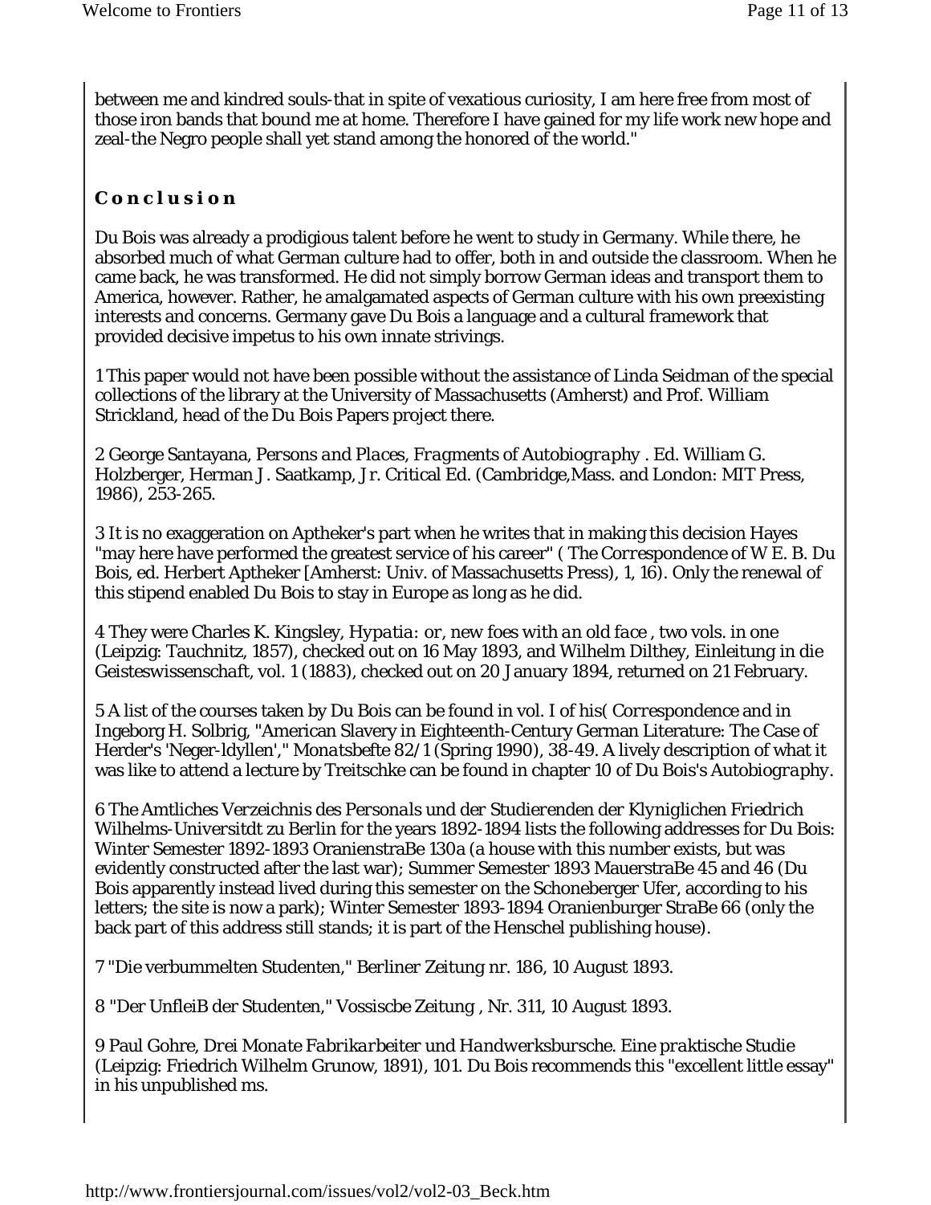between me and kindred souls-that in spite of vexatious curiosity, I am here free from most of those iron bands that bound me at home. Therefore I have gained for my life work new hope and zeal-the Negro people shall yet stand among the honored of the world."

## Conclusion

Du Bois was already a prodigious talent before he went to study in Germany. While there, he absorbed much of what German culture had to offer, both in and outside the classroom. When he came back, he was transformed. He did not simply borrow German ideas and transport them to America, however. Rather, he amalgamated aspects of German culture with his own preexisting interests and concerns. Germany gave Du Bois a language and a cultural framework that provided decisive impetus to his own innate strivings.

1 This paper would not have been possible without the assistance of Linda Seidman of the special collections of the library at the University of Massachusetts (Amherst) and Prof. William Strickland, head of the Du Bois Papers project there.

2 George Santayana, *Persons and Places, Fragments of Autobiography* . Ed. William G. Holzberger, Herman J. Saatkamp, Jr. Critical Ed. (Cambridge,Mass. and London: MIT Press, 1986), 253-265.

3 It is no exaggeration on Aptheker's part when he writes that in making this decision Hayes "may here have performed the greatest service of his career" ( *The Correspondence of W E. B. Du Bois*, ed. Herbert Aptheker [Amherst: Univ. of Massachusetts Press), 1, 16). Only the renewal of this stipend enabled Du Bois to stay in Europe as long as he did.

4 They were Charles K. Kingsley, *Hypatia: or, new foes with an old face* , two vols. in one (Leipzig: Tauchnitz, 1857), checked out on 16 May 1893, and Wilhelm Dilthey, Einleitung in die Geisteswissenschaft, vol. 1 (1883), checked out on 20 January 1894, returned on 21 February.

5 A list of the courses taken by Du Bois can be found in vol. I of his( *Correspondence* and in Ingeborg H. Solbrig, "American Slavery in Eighteenth-Century German Literature: The Case of Herder's 'Neger-ldyllen'," *Monatsbefte* 82/1 (Spring 1990), 38-49. A lively description of what it was like to attend a lecture by Treitschke can be found in chapter 10 of Du Bois's *Autobiography*.

6 The *Amtliches Verzeichnis des Personals und der Studierenden der Klyniglichen Friedrich* Wilhelms-Universitdt zu Berlin for the years 1892-1894 lists the following addresses for Du Bois: Winter Semester 1892-1893 OranienstraBe 130a (a house with this number exists, but was evidently constructed after the last war); Summer Semester 1893 MauerstraBe 45 and 46 (Du Bois apparently instead lived during this semester on the Schoneberger Ufer, according to his letters; the site is now a park); Winter Semester 1893-1894 Oranienburger StraBe 66 (only the back part of this address still stands; it is part of the Henschel publishing house).

7 "Die verbummelten Studenten," Berliner Zeitung nr. 186, 10 August 1893.

8 "Der UnfleiB der Studenten," *Vossiscbe Zeitung* , Nr. 311, 10 August 1893.

9 Paul Gohre, *Drei Monate Fabrikarbeiter und Handwerksbursche. Eine praktische Studie* (Leipzig: Friedrich Wilhelm Grunow, 1891), 101. Du Bois recommends this "excellent little essay" in his unpublished ms.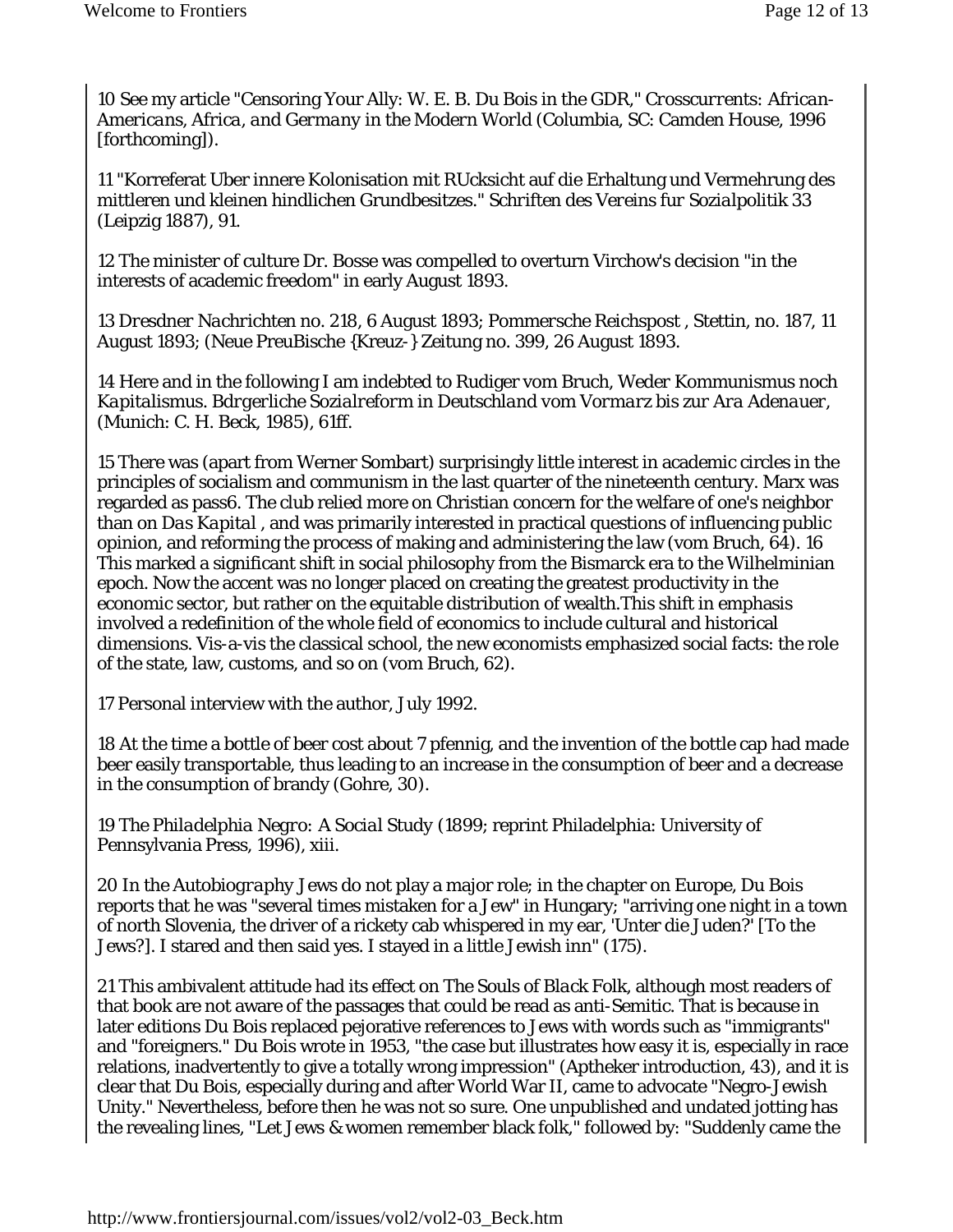10 See my article "Censoring Your Ally: W. E. B. Du Bois in the GDR," *Crosscurrents: African-Americans, Africa, and Germany in the Modern World* (Columbia, SC: Camden House, 1996 [forthcoming]).

11 "Korreferat Uber innere Kolonisation mit RUcksicht auf die Erhaltung und Vermehrung des mittleren und kleinen hindlichen Grundbesitzes." *Schriften des Vereins fur Sozialpolitik* 33 (Leipzig 1887), 91.

12 The minister of culture Dr. Bosse was compelled to overturn Virchow's decision "in the interests of academic freedom" in early August 1893.

13 *Dresdner Nachrichten* no. 218, 6 August 1893; *Pommersche Reichspost* , Stettin, no. 187, 11 August 1893; (Neue PreuBische {Kreuz-} Zeitung no. 399, 26 August 1893.

14 Here and in the following I am indebted to Rudiger vom Bruch, *Weder Kommunismus noch Kapitalismus. Bdrgerliche Sozialreform in Deutschland vom Vormarz bis zur Ara Adenauer*, (Munich: C. H. Beck, 1985), 61ff.

15 There was (apart from Werner Sombart) surprisingly little interest in academic circles in the principles of socialism and communism in the last quarter of the nineteenth century. Marx was regarded as pass6. The club relied more on Christian concern for the welfare of one's neighbor than on *Das Kapital* , and was primarily interested in practical questions of influencing public opinion, and reforming the process of making and administering the law (vom Bruch, 64). 16 This marked a significant shift in social philosophy from the Bismarck era to the Wilhelminian epoch. Now the accent was no longer placed on creating the greatest productivity in the economic sector, but rather on the equitable distribution of wealth.This shift in emphasis involved a redefinition of the whole field of economics to include cultural and historical dimensions. Vis-a-vis the classical school, the new economists emphasized social facts: the role of the state, law, customs, and so on (vom Bruch, 62).

17 Personal interview with the author, July 1992.

18 At the time a bottle of beer cost about 7 pfennig, and the invention of the bottle cap had made beer easily transportable, thus leading to an increase in the consumption of beer and a decrease in the consumption of brandy (Gohre, 30).

19 *The Philadelphia Negro: A Social Study* (1899; reprint Philadelphia: University of Pennsylvania Press, 1996), xiii.

20 In the *Autobiography* Jews do not play a major role; in the chapter on Europe, Du Bois reports that he was "several times mistaken for a Jew" in Hungary; "arriving one night in a town of north Slovenia, the driver of a rickety cab whispered in my ear, 'Unter die Juden?' [To the Jews?]. I stared and then said yes. I stayed in a little Jewish inn" (175).

21 This ambivalent attitude had its effect on The *Souls of Black Folk*, although most readers of that book are not aware of the passages that could be read as anti-Semitic. That is because in later editions Du Bois replaced pejorative references to Jews with words such as "immigrants" and "foreigners." Du Bois wrote in 1953, "the case but illustrates how easy it is, especially in race relations, inadvertently to give a totally wrong impression" (Aptheker introduction, 43), and it is clear that Du Bois, especially during and after World War II, came to advocate "Negro-Jewish Unity." Nevertheless, before then he was not so sure. One unpublished and undated jotting has the revealing lines, "Let Jews & women remember black folk," followed by: "Suddenly came the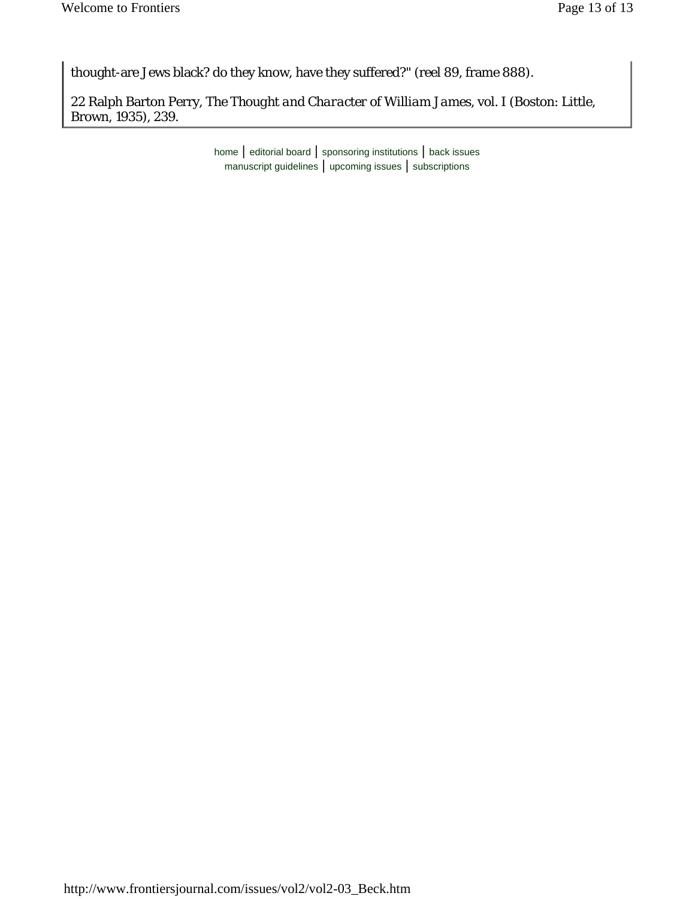thought-are Jews black? do they know, have they suffered?" (reel 89, frame 888).

22 Ralph Barton Perry, *The Thought and Character of William James*, vol. I (Boston: Little, Brown, 1935), 239.

home | editorial board | sponsoring institutions | back issues
manuscript guidelines | upcoming issues | subscriptions